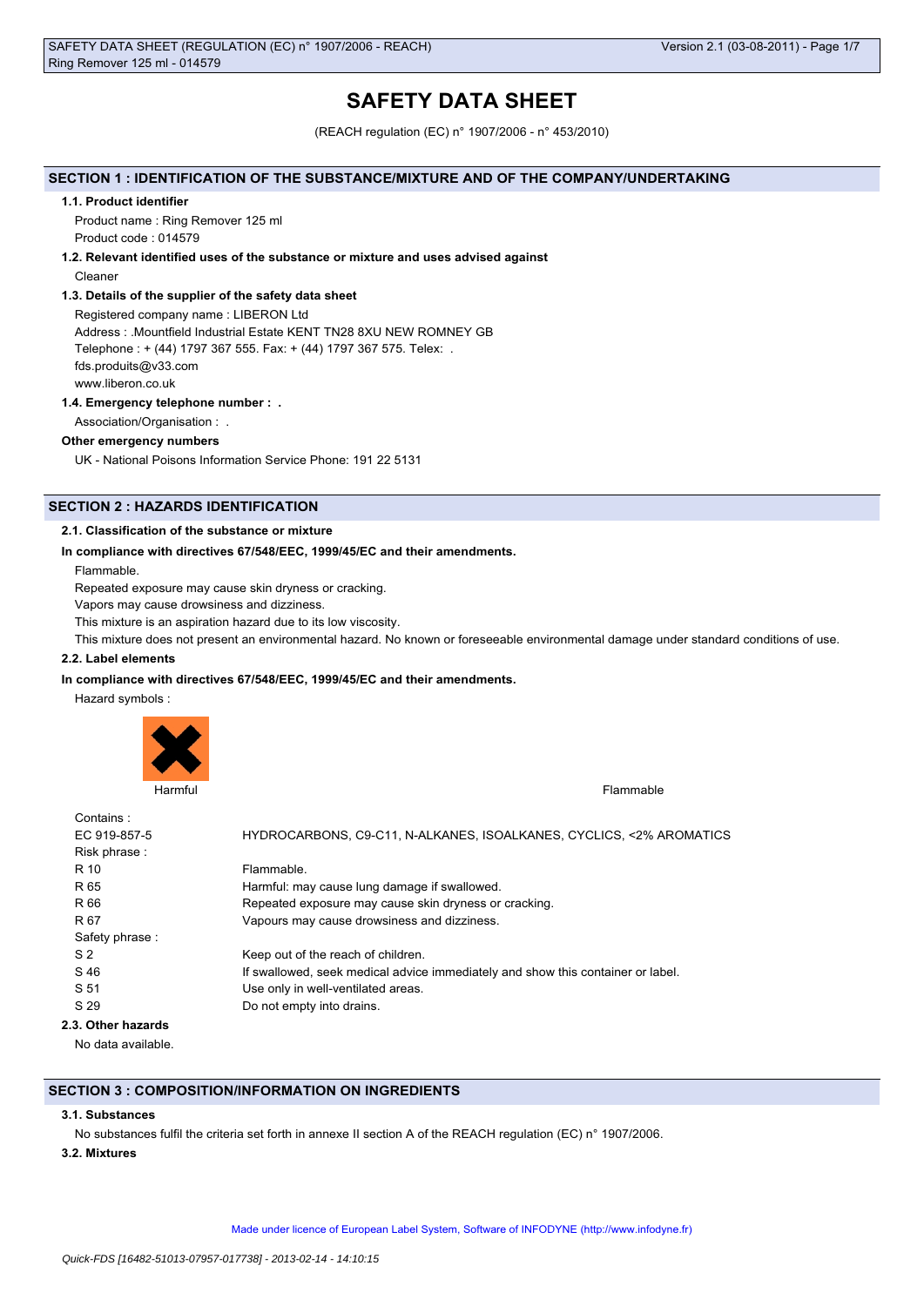# SAFETY DATA SHEET

(REACH regulation (EC) n° 1907/2006 - n° 453/2010)

## SECTION 1 : IDENTIFICATION OF THE SUBSTANCE/MIXTURE AND OF THE COMPANY/UNDERTAKING

### 1.1. Product identifier

Product name : Ring Remover 125 ml

Product code : 014579

### 1.2. Relevant identified uses of the substance or mixture and uses advised against

Cleaner

### 1.3. Details of the supplier of the safety data sheet

Registered company name : LIBERON Ltd

Address : .Mountfield Industrial Estate KENT TN28 8XU NEW ROMNEY GB

Telephone : + (44) 1797 367 555. Fax: + (44) 1797 367 575. Telex: .

fds.produits@v33.com

www.liberon.co.uk

### 1.4. Emergency telephone number : .

Association/Organisation : .

**Other emergency numbers**

UK - National Poisons Information Service Phone: 191 22 5131

## SECTION 2 : HAZARDS IDENTIFICATION

### 2.1. Classification of the substance or mixture

**In compliance with directives 67/548/EEC, 1999/45/EC and their amendments.**

Flammable.

Repeated exposure may cause skin dryness or cracking.

Vapors may cause drowsiness and dizziness.

This mixture is an aspiration hazard due to its low viscosity.

This mixture does not present an environmental hazard. No known or foreseeable environmental damage under standard conditions of use.

### 2.2. Label elements

**In compliance with directives 67/548/EEC, 1999/45/EC and their amendments.**

Hazard symbols :

Harmful

Flammable

| | |
|---|---|
| Contains : | |
| EC 919-857-5 | HYDROCARBONS, C9-C11, N-ALKANES, ISOALKANES, CYCLICS, <2% AROMATICS |
| Risk phrase : | |
| R 10 | Flammable. |
| R 65 | Harmful: may cause lung damage if swallowed. |
| R 66 | Repeated exposure may cause skin dryness or cracking. |
| R 67 | Vapours may cause drowsiness and dizziness. |
| Safety phrase : | |
| S 2 | Keep out of the reach of children. |
| S 46 | If swallowed, seek medical advice immediately and show this container or label. |
| S 51 | Use only in well-ventilated areas. |
| S 29 | Do not empty into drains. |

### 2.3. Other hazards

No data available.

## SECTION 3 : COMPOSITION/INFORMATION ON INGREDIENTS

### 3.1. Substances

No substances fulfil the criteria set forth in annexe II section A of the REACH regulation (EC) n° 1907/2006.

### 3.2. Mixtures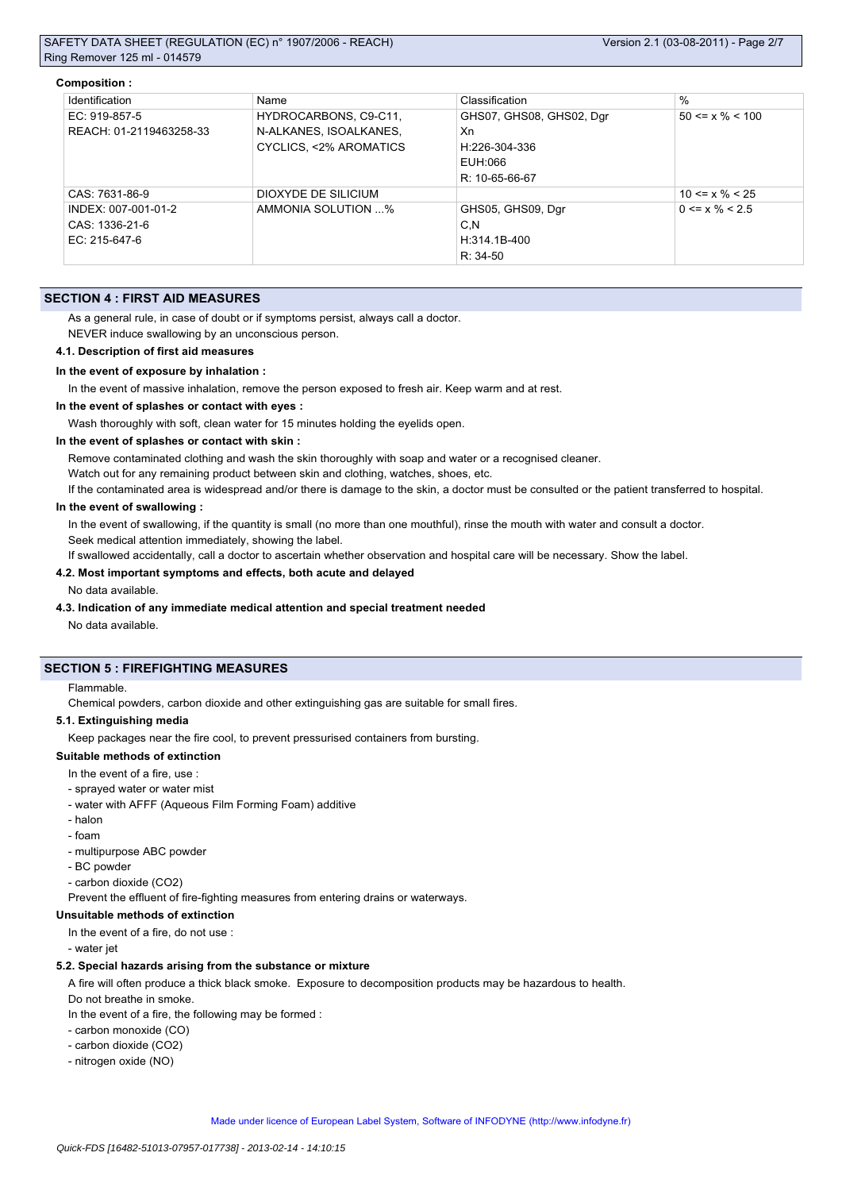**Composition :**

| Identification | Name | Classification | % |
|---|---|---|---|
| EC: 919-857-5<br>REACH: 01-2119463258-33 | HYDROCARBONS, C9-C11, N-ALKANES, ISOALKANES, CYCLICS, <2% AROMATICS | GHS07, GHS08, GHS02, Dgr<br>Xn<br>H:226-304-336<br>EUH:066<br>R: 10-65-66-67 | 50 <= x % < 100 |
| CAS: 7631-86-9 | DIOXYDE DE SILICIUM | | 10 <= x % < 25 |
| INDEX: 007-001-01-2<br>CAS: 1336-21-6<br>EC: 215-647-6 | AMMONIA SOLUTION ...% | GHS05, GHS09, Dgr<br>C,N<br>H:314.1B-400<br>R: 34-50 | 0 <= x % < 2.5 |

## SECTION 4 : FIRST AID MEASURES

As a general rule, in case of doubt or if symptoms persist, always call a doctor.

NEVER induce swallowing by an unconscious person.

### 4.1. Description of first aid measures

**In the event of exposure by inhalation :**

In the event of massive inhalation, remove the person exposed to fresh air. Keep warm and at rest.

**In the event of splashes or contact with eyes :**

Wash thoroughly with soft, clean water for 15 minutes holding the eyelids open.

**In the event of splashes or contact with skin :**

Remove contaminated clothing and wash the skin thoroughly with soap and water or a recognised cleaner.

Watch out for any remaining product between skin and clothing, watches, shoes, etc.

If the contaminated area is widespread and/or there is damage to the skin, a doctor must be consulted or the patient transferred to hospital.

**In the event of swallowing :**

In the event of swallowing, if the quantity is small (no more than one mouthful), rinse the mouth with water and consult a doctor.

Seek medical attention immediately, showing the label.

If swallowed accidentally, call a doctor to ascertain whether observation and hospital care will be necessary. Show the label.

### 4.2. Most important symptoms and effects, both acute and delayed

No data available.

### 4.3. Indication of any immediate medical attention and special treatment needed

No data available.

## SECTION 5 : FIREFIGHTING MEASURES

Flammable.

Chemical powders, carbon dioxide and other extinguishing gas are suitable for small fires.

### 5.1. Extinguishing media

Keep packages near the fire cool, to prevent pressurised containers from bursting.

**Suitable methods of extinction**

In the event of a fire, use :

- sprayed water or water mist
- water with AFFF (Aqueous Film Forming Foam) additive
- halon
- foam
- multipurpose ABC powder
- BC powder
- carbon dioxide ($CO_2$)

Prevent the effluent of fire-fighting measures from entering drains or waterways.

**Unsuitable methods of extinction**

In the event of a fire, do not use :

- water jet

### 5.2. Special hazards arising from the substance or mixture

A fire will often produce a thick black smoke. Exposure to decomposition products may be hazardous to health.

Do not breathe in smoke.

In the event of a fire, the following may be formed :

- carbon monoxide (CO)
- carbon dioxide ($CO_2$)
- nitrogen oxide (NO)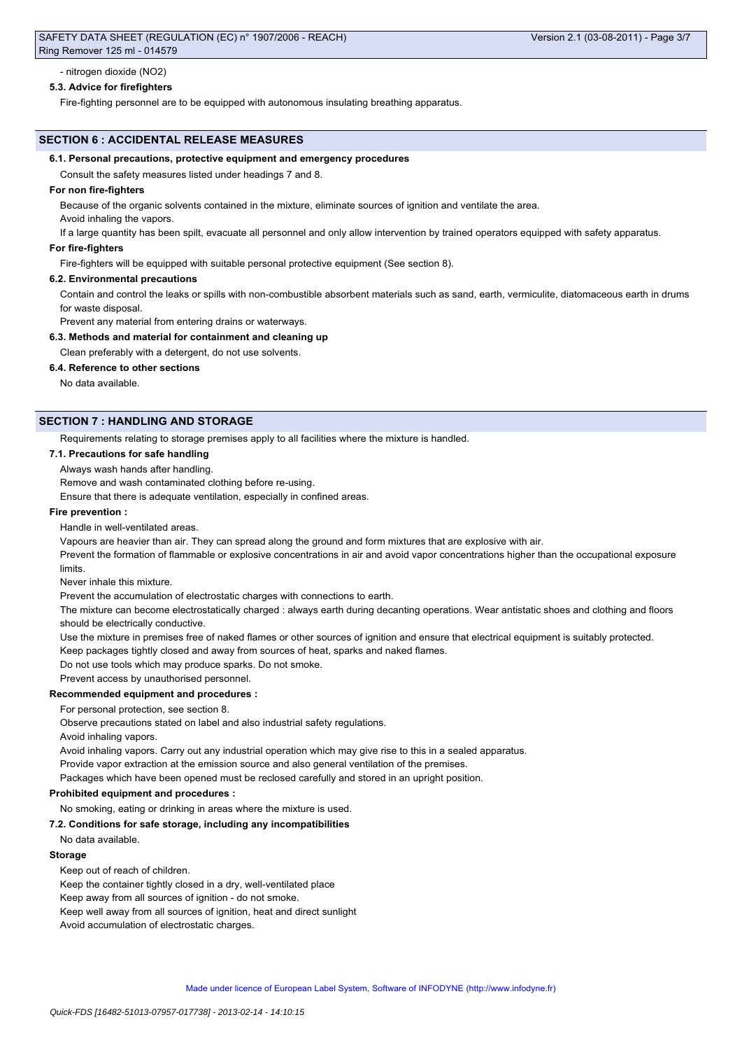- nitrogen dioxide ($NO_2$)

### 5.3. Advice for firefighters

Fire-fighting personnel are to be equipped with autonomous insulating breathing apparatus.

## SECTION 6 : ACCIDENTAL RELEASE MEASURES

### 6.1. Personal precautions, protective equipment and emergency procedures

Consult the safety measures listed under headings 7 and 8.

**For non fire-fighters**

Because of the organic solvents contained in the mixture, eliminate sources of ignition and ventilate the area.

Avoid inhaling the vapors.

If a large quantity has been spilt, evacuate all personnel and only allow intervention by trained operators equipped with safety apparatus.

**For fire-fighters**

Fire-fighters will be equipped with suitable personal protective equipment (See section 8).

### 6.2. Environmental precautions

Contain and control the leaks or spills with non-combustible absorbent materials such as sand, earth, vermiculite, diatomaceous earth in drums for waste disposal.

Prevent any material from entering drains or waterways.

### 6.3. Methods and material for containment and cleaning up

Clean preferably with a detergent, do not use solvents.

### 6.4. Reference to other sections

No data available.

## SECTION 7 : HANDLING AND STORAGE

Requirements relating to storage premises apply to all facilities where the mixture is handled.

### 7.1. Precautions for safe handling

Always wash hands after handling.

Remove and wash contaminated clothing before re-using.

Ensure that there is adequate ventilation, especially in confined areas.

**Fire prevention :**

Handle in well-ventilated areas.

Vapours are heavier than air. They can spread along the ground and form mixtures that are explosive with air.

Prevent the formation of flammable or explosive concentrations in air and avoid vapor concentrations higher than the occupational exposure limits.

Never inhale this mixture.

Prevent the accumulation of electrostatic charges with connections to earth.

The mixture can become electrostatically charged : always earth during decanting operations. Wear antistatic shoes and clothing and floors should be electrically conductive.

Use the mixture in premises free of naked flames or other sources of ignition and ensure that electrical equipment is suitably protected.

Keep packages tightly closed and away from sources of heat, sparks and naked flames.

Do not use tools which may produce sparks. Do not smoke.

Prevent access by unauthorised personnel.

**Recommended equipment and procedures :**

For personal protection, see section 8.

Observe precautions stated on label and also industrial safety regulations.

Avoid inhaling vapors.

Avoid inhaling vapors. Carry out any industrial operation which may give rise to this in a sealed apparatus.

Provide vapor extraction at the emission source and also general ventilation of the premises.

Packages which have been opened must be reclosed carefully and stored in an upright position.

**Prohibited equipment and procedures :**

No smoking, eating or drinking in areas where the mixture is used.

### 7.2. Conditions for safe storage, including any incompatibilities

No data available.

**Storage**

Keep out of reach of children.

Keep the container tightly closed in a dry, well-ventilated place

Keep away from all sources of ignition - do not smoke.

Keep well away from all sources of ignition, heat and direct sunlight

Avoid accumulation of electrostatic charges.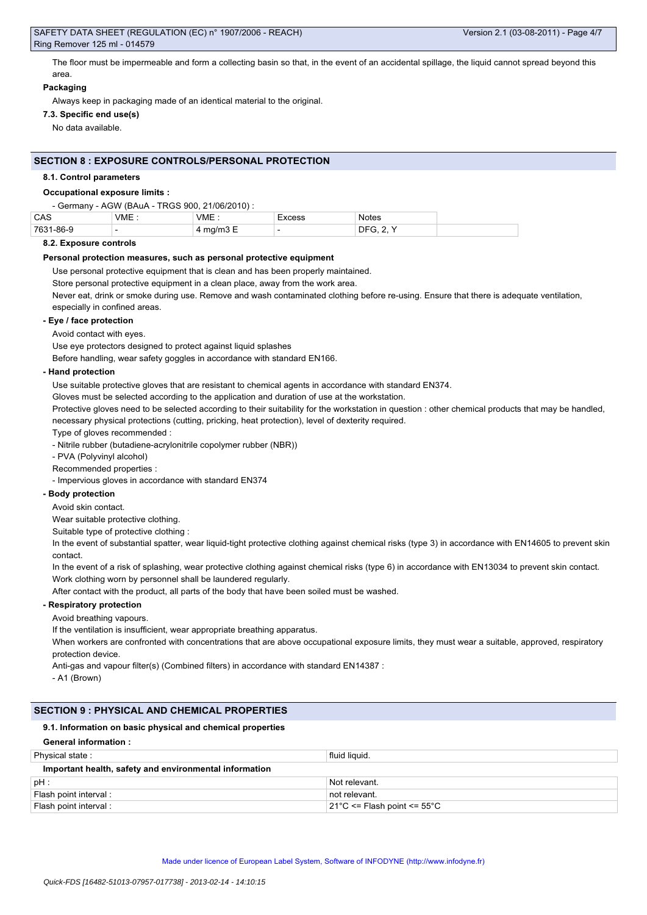The floor must be impermeable and form a collecting basin so that, in the event of an accidental spillage, the liquid cannot spread beyond this area.

**Packaging**

Always keep in packaging made of an identical material to the original.

**7.3. Specific end use(s)**

No data available.

## SECTION 8 : EXPOSURE CONTROLS/PERSONAL PROTECTION

**8.1. Control parameters**

**Occupational exposure limits :**

- Germany - AGW (BAuA - TRGS 900, 21/06/2010) :

| CAS | VME : | VME : | Excess | Notes | |
|---|---|---|---|---|---|
| 7631-86-9 | - | 4 mg/m3 E | - | DFG, 2, Y | |

**8.2. Exposure controls**

**Personal protection measures, such as personal protective equipment**

Use personal protective equipment that is clean and has been properly maintained.

Store personal protective equipment in a clean place, away from the work area.

Never eat, drink or smoke during use. Remove and wash contaminated clothing before re-using. Ensure that there is adequate ventilation, especially in confined areas.

**- Eye / face protection**

Avoid contact with eyes.

Use eye protectors designed to protect against liquid splashes

Before handling, wear safety goggles in accordance with standard EN166.

**- Hand protection**

Use suitable protective gloves that are resistant to chemical agents in accordance with standard EN374.

Gloves must be selected according to the application and duration of use at the workstation.

Protective gloves need to be selected according to their suitability for the workstation in question : other chemical products that may be handled, necessary physical protections (cutting, pricking, heat protection), level of dexterity required.

Type of gloves recommended :

- Nitrile rubber (butadiene-acrylonitrile copolymer rubber (NBR))
- PVA (Polyvinyl alcohol)

Recommended properties :

- Impervious gloves in accordance with standard EN374

**- Body protection**

Avoid skin contact.

Wear suitable protective clothing.

Suitable type of protective clothing :

In the event of substantial spatter, wear liquid-tight protective clothing against chemical risks (type 3) in accordance with EN14605 to prevent skin contact.

In the event of a risk of splashing, wear protective clothing against chemical risks (type 6) in accordance with EN13034 to prevent skin contact.

Work clothing worn by personnel shall be laundered regularly.

After contact with the product, all parts of the body that have been soiled must be washed.

**- Respiratory protection**

Avoid breathing vapours.

If the ventilation is insufficient, wear appropriate breathing apparatus.

When workers are confronted with concentrations that are above occupational exposure limits, they must wear a suitable, approved, respiratory protection device.

Anti-gas and vapour filter(s) (Combined filters) in accordance with standard EN14387 :

- A1 (Brown)

## SECTION 9 : PHYSICAL AND CHEMICAL PROPERTIES

**9.1. Information on basic physical and chemical properties**

**General information :**

| Physical state : | fluid liquid. |
|---|---|

**Important health, safety and environmental information**

| pH : | Not relevant. |
|---|---|
| Flash point interval : | not relevant. |
| Flash point interval : | 21°C <= Flash point <= 55°C |

Made under licence of European Label System, Software of INFODYNE (http://www.infodyne.fr)

Quick-FDS [16482-51013-07957-017738] - 2013-02-14 - 14:10:15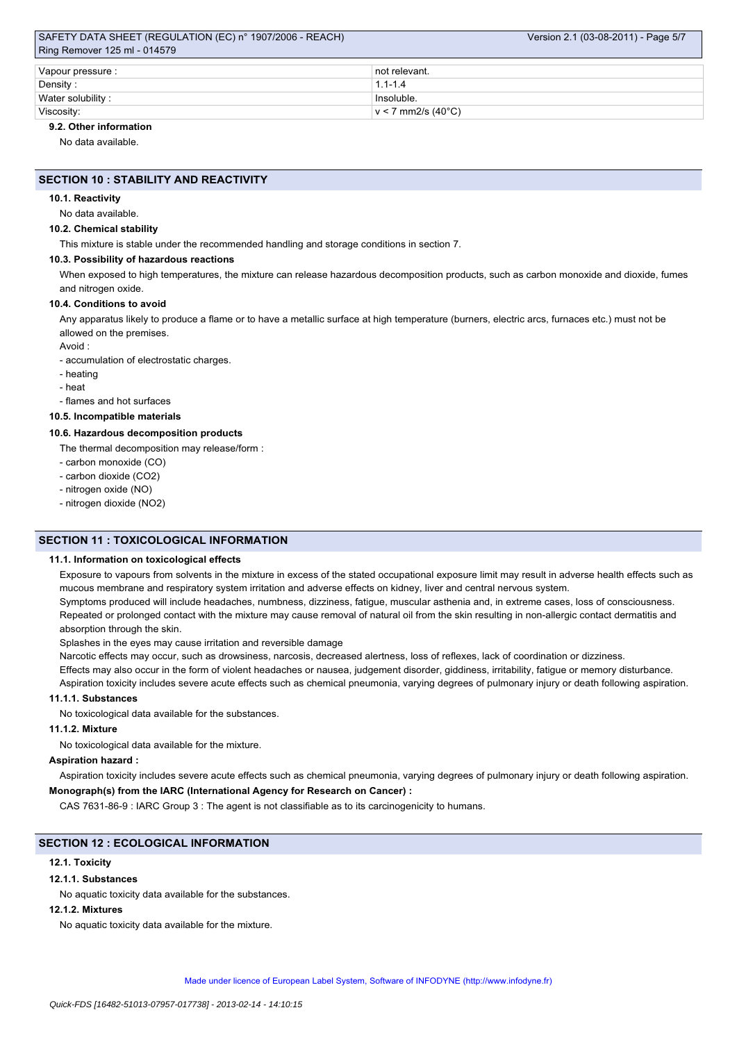| Vapour pressure : | not relevant. |
| --- | --- |
| Density : | 1.1-1.4 |
| Water solubility : | Insoluble. |
| Viscosity: | v < 7 mm2/s (40°C) |

#### 9.2. Other information

No data available.

## SECTION 10 : STABILITY AND REACTIVITY

#### 10.1. Reactivity

No data available.

#### 10.2. Chemical stability

This mixture is stable under the recommended handling and storage conditions in section 7.

#### 10.3. Possibility of hazardous reactions

When exposed to high temperatures, the mixture can release hazardous decomposition products, such as carbon monoxide and dioxide, fumes and nitrogen oxide.

#### 10.4. Conditions to avoid

Any apparatus likely to produce a flame or to have a metallic surface at high temperature (burners, electric arcs, furnaces etc.) must not be allowed on the premises.

Avoid :

- accumulation of electrostatic charges.
- heating
- heat
- flames and hot surfaces

#### 10.5. Incompatible materials

#### 10.6. Hazardous decomposition products

The thermal decomposition may release/form :

- carbon monoxide (CO)
- carbon dioxide ($CO_2$)
- nitrogen oxide (NO)
- nitrogen dioxide ($NO_2$)

## SECTION 11 : TOXICOLOGICAL INFORMATION

#### 11.1. Information on toxicological effects

Exposure to vapours from solvents in the mixture in excess of the stated occupational exposure limit may result in adverse health effects such as mucous membrane and respiratory system irritation and adverse effects on kidney, liver and central nervous system.

Symptoms produced will include headaches, numbness, dizziness, fatigue, muscular asthenia and, in extreme cases, loss of consciousness.

Repeated or prolonged contact with the mixture may cause removal of natural oil from the skin resulting in non-allergic contact dermatitis and absorption through the skin.

Splashes in the eyes may cause irritation and reversible damage

Narcotic effects may occur, such as drowsiness, narcosis, decreased alertness, loss of reflexes, lack of coordination or dizziness.

Effects may also occur in the form of violent headaches or nausea, judgement disorder, giddiness, irritability, fatigue or memory disturbance.

Aspiration toxicity includes severe acute effects such as chemical pneumonia, varying degrees of pulmonary injury or death following aspiration.

#### 11.1.1. Substances

No toxicological data available for the substances.

#### 11.1.2. Mixture

No toxicological data available for the mixture.

**Aspiration hazard :**

Aspiration toxicity includes severe acute effects such as chemical pneumonia, varying degrees of pulmonary injury or death following aspiration.

**Monograph(s) from the IARC (International Agency for Research on Cancer) :**

CAS 7631-86-9 : IARC Group 3 : The agent is not classifiable as to its carcinogenicity to humans.

## SECTION 12 : ECOLOGICAL INFORMATION

#### 12.1. Toxicity

#### 12.1.1. Substances

No aquatic toxicity data available for the substances.

#### 12.1.2. Mixtures

No aquatic toxicity data available for the mixture.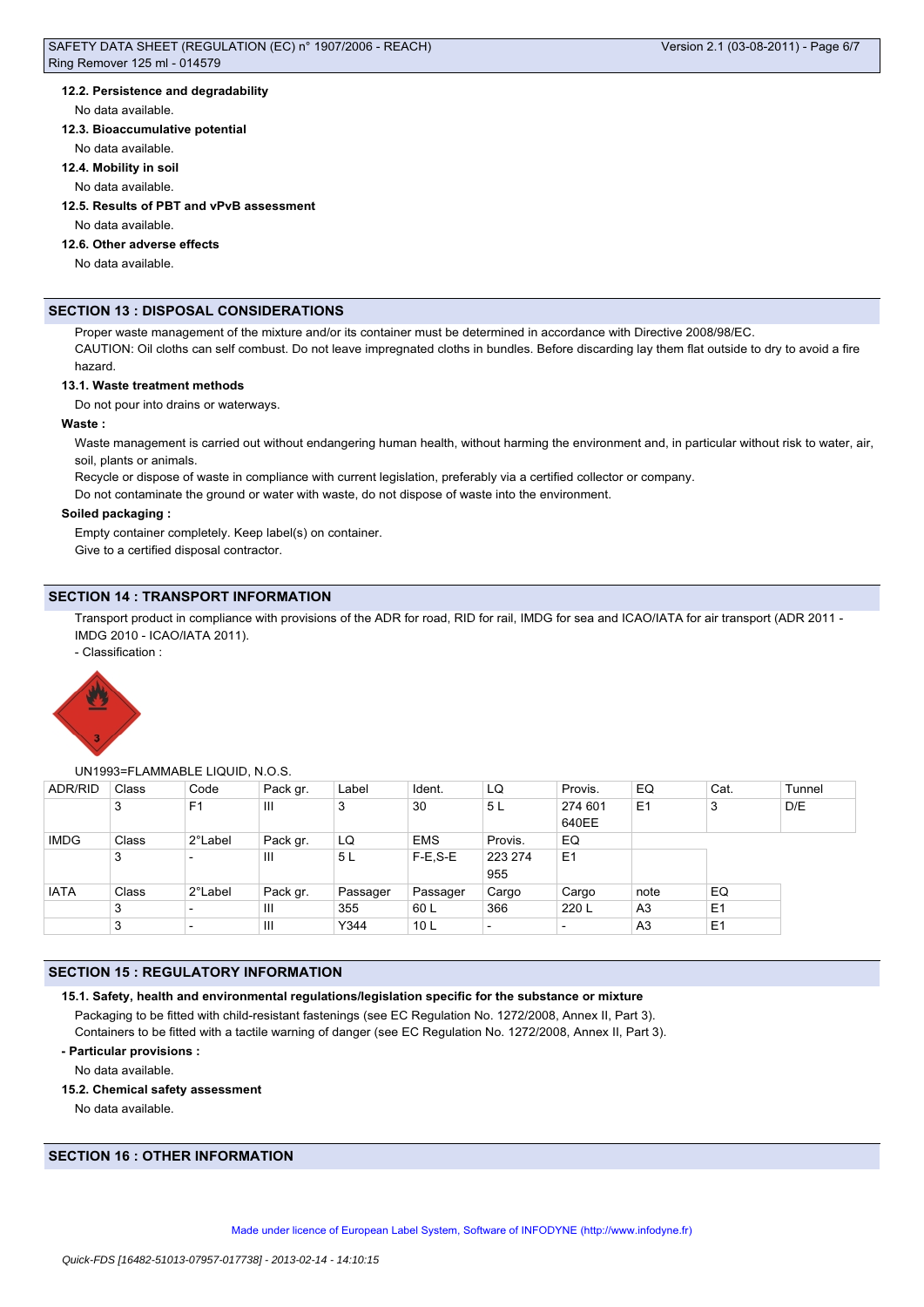### 12.2. Persistence and degradability

No data available.

### 12.3. Bioaccumulative potential

No data available.

### 12.4. Mobility in soil

No data available.

### 12.5. Results of PBT and vPvB assessment

No data available.

### 12.6. Other adverse effects

No data available.

## SECTION 13 : DISPOSAL CONSIDERATIONS

Proper waste management of the mixture and/or its container must be determined in accordance with Directive 2008/98/EC.

CAUTION: Oil cloths can self combust. Do not leave impregnated cloths in bundles. Before discarding lay them flat outside to dry to avoid a fire hazard.

### 13.1. Waste treatment methods

Do not pour into drains or waterways.

**Waste :**

Waste management is carried out without endangering human health, without harming the environment and, in particular without risk to water, air, soil, plants or animals.

Recycle or dispose of waste in compliance with current legislation, preferably via a certified collector or company.

Do not contaminate the ground or water with waste, do not dispose of waste into the environment.

**Soiled packaging :**

Empty container completely. Keep label(s) on container.

Give to a certified disposal contractor.

## SECTION 14 : TRANSPORT INFORMATION

Transport product in compliance with provisions of the ADR for road, RID for rail, IMDG for sea and ICAO/IATA for air transport (ADR 2011 - IMDG 2010 - ICAO/IATA 2011).

- Classification :

UN1993=FLAMMABLE LIQUID, N.O.S.

| ADR/RID | Class | Code | Pack gr. | Label | Ident. | LQ | Provis. | EQ | Cat. | Tunnel |
|---|---|---|---|---|---|---|---|---|---|---|
| | 3 | F1 | III | 3 | 30 | 5 L | 274 601 640EE | E1 | 3 | D/E |
| IMDG | Class | 2°Label | Pack gr. | LQ | EMS | Provis. | EQ | | | |
| | 3 | - | III | 5 L | F-E,S-E | 223 274 955 | E1 | | | |
| IATA | Class | 2°Label | Pack gr. | Passager | Passager | Cargo | Cargo | note | EQ | |
| | 3 | - | III | 355 | 60 L | 366 | 220 L | A3 | E1 | |
| | 3 | - | III | Y344 | 10 L | - | - | A3 | E1 | |

## SECTION 15 : REGULATORY INFORMATION

### 15.1. Safety, health and environmental regulations/legislation specific for the substance or mixture

Packaging to be fitted with child-resistant fastenings (see EC Regulation No. 1272/2008, Annex II, Part 3).

Containers to be fitted with a tactile warning of danger (see EC Regulation No. 1272/2008, Annex II, Part 3).

**- Particular provisions :**

No data available.

### 15.2. Chemical safety assessment

No data available.

## SECTION 16 : OTHER INFORMATION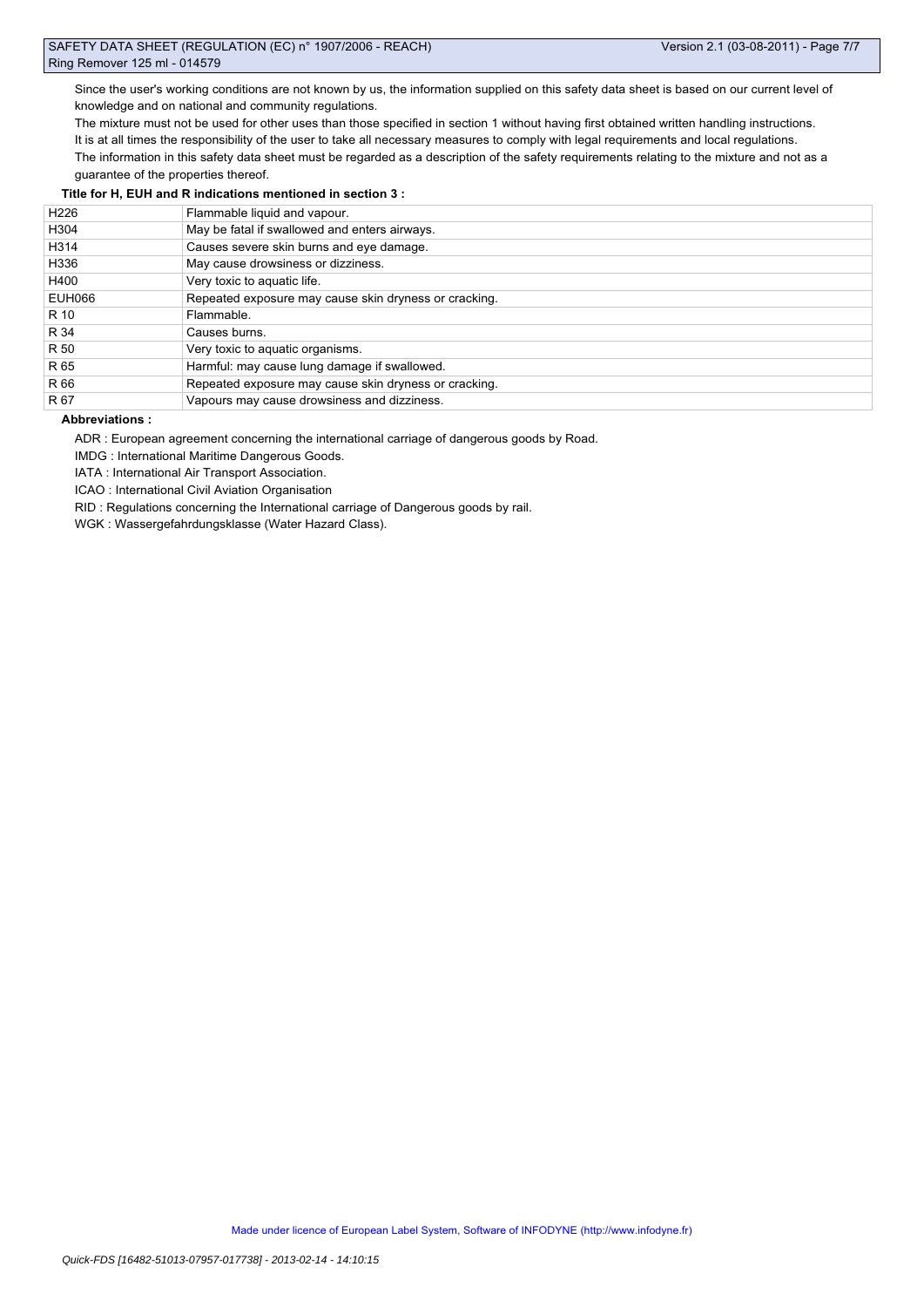Since the user's working conditions are not known by us, the information supplied on this safety data sheet is based on our current level of knowledge and on national and community regulations.

The mixture must not be used for other uses than those specified in section 1 without having first obtained written handling instructions.

It is at all times the responsibility of the user to take all necessary measures to comply with legal requirements and local regulations.

The information in this safety data sheet must be regarded as a description of the safety requirements relating to the mixture and not as a guarantee of the properties thereof.

**Title for H, EUH and R indications mentioned in section 3 :**

| | |
|---|---|
| H226 | Flammable liquid and vapour. |
| H304 | May be fatal if swallowed and enters airways. |
| H314 | Causes severe skin burns and eye damage. |
| H336 | May cause drowsiness or dizziness. |
| H400 | Very toxic to aquatic life. |
| EUH066 | Repeated exposure may cause skin dryness or cracking. |
| R 10 | Flammable. |
| R 34 | Causes burns. |
| R 50 | Very toxic to aquatic organisms. |
| R 65 | Harmful: may cause lung damage if swallowed. |
| R 66 | Repeated exposure may cause skin dryness or cracking. |
| R 67 | Vapours may cause drowsiness and dizziness. |

**Abbreviations :**

ADR : European agreement concerning the international carriage of dangerous goods by Road.

IMDG : International Maritime Dangerous Goods.

IATA : International Air Transport Association.

ICAO : International Civil Aviation Organisation

RID : Regulations concerning the International carriage of Dangerous goods by rail.

WGK : Wassergefahrdungsklasse (Water Hazard Class).

Made under licence of European Label System, Software of INFODYNE (http://www.infodyne.fr)

*Quick-FDS [16482-51013-07957-017738] - 2013-02-14 - 14:10:15*